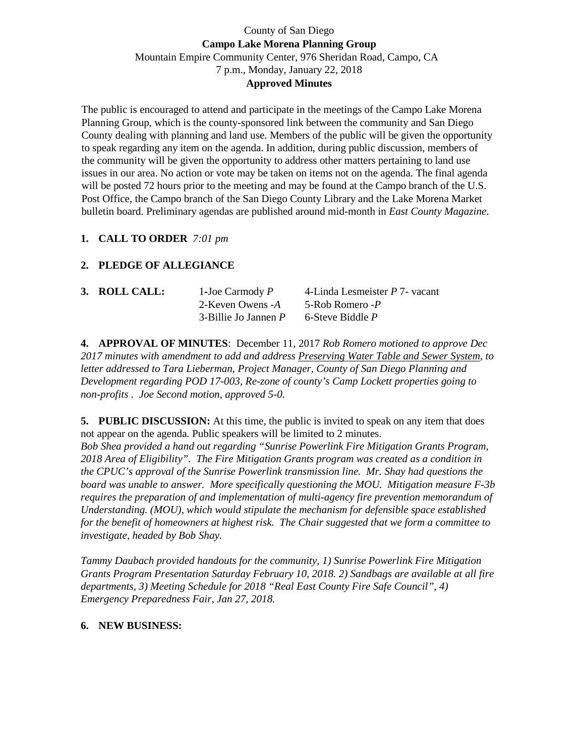County of San Diego

**Campo Lake Morena Planning Group**

Mountain Empire Community Center, 976 Sheridan Road, Campo, CA

7 p.m., Monday, January 22, 2018

**Approved Minutes**

The public is encouraged to attend and participate in the meetings of the Campo Lake Morena Planning Group, which is the county-sponsored link between the community and San Diego County dealing with planning and land use. Members of the public will be given the opportunity to speak regarding any item on the agenda. In addition, during public discussion, members of the community will be given the opportunity to address other matters pertaining to land use issues in our area. No action or vote may be taken on items not on the agenda. The final agenda will be posted 72 hours prior to the meeting and may be found at the Campo branch of the U.S. Post Office, the Campo branch of the San Diego County Library and the Lake Morena Market bulletin board. Preliminary agendas are published around mid-month in *East County Magazine*.

**1. CALL TO ORDER** *7:01 pm*

**2. PLEDGE OF ALLEGIANCE**

**3. ROLL CALL:**

1-Joe Carmody *P*
2-Keven Owens -*A*
3-Billie Jo Jannen *P*
4-Linda Lesmeister *P*
5-Rob Romero -*P*
6-Steve Biddle *P*
7- vacant

**4. APPROVAL OF MINUTES**: December 11, 2017 *Rob Romero motioned to approve Dec 2017 minutes with amendment to add and address* <u>*Preserving Water Table and Sewer System*</u>*, to letter addressed to Tara Lieberman, Project Manager, County of San Diego Planning and Development regarding POD 17-003, Re-zone of county's Camp Lockett properties going to non-profits . Joe Second motion, approved 5-0.*

**5. PUBLIC DISCUSSION:** At this time, the public is invited to speak on any item that does not appear on the agenda. Public speakers will be limited to 2 minutes.

*Bob Shea provided a hand out regarding "Sunrise Powerlink Fire Mitigation Grants Program, 2018 Area of Eligibility". The Fire Mitigation Grants program was created as a condition in the CPUC's approval of the Sunrise Powerlink transmission line. Mr. Shay had questions the board was unable to answer. More specifically questioning the MOU. Mitigation measure F-3b requires the preparation of and implementation of multi-agency fire prevention memorandum of Understanding. (MOU), which would stipulate the mechanism for defensible space established for the benefit of homeowners at highest risk. The Chair suggested that we form a committee to investigate, headed by Bob Shay.*

*Tammy Daubach provided handouts for the community, 1) Sunrise Powerlink Fire Mitigation Grants Program Presentation Saturday February 10, 2018. 2) Sandbags are available at all fire departments, 3) Meeting Schedule for 2018 "Real East County Fire Safe Council", 4) Emergency Preparedness Fair, Jan 27, 2018.*

**6. NEW BUSINESS:**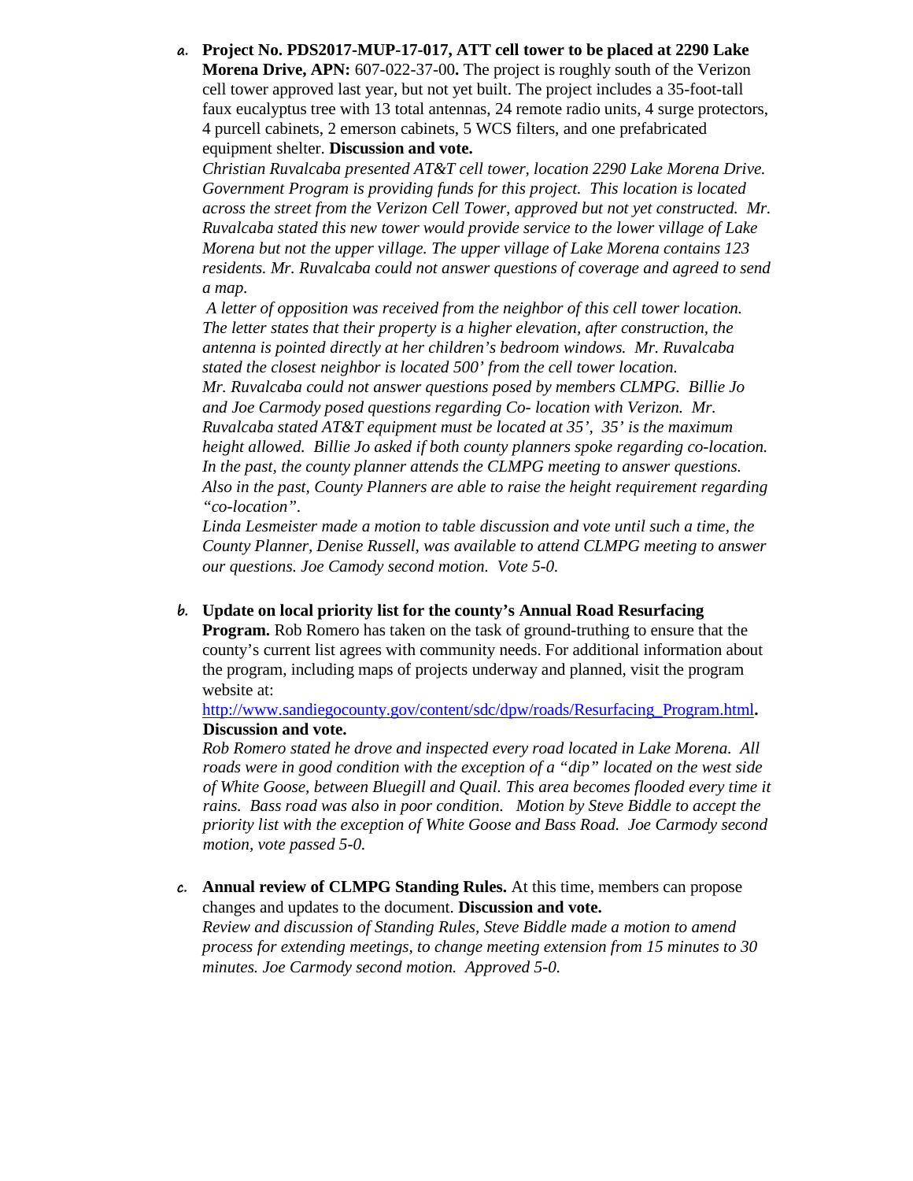a. **Project No. PDS2017-MUP-17-017, ATT cell tower to be placed at 2290 Lake Morena Drive, APN:** 607-022-37-00**.** The project is roughly south of the Verizon cell tower approved last year, but not yet built. The project includes a 35-foot-tall faux eucalyptus tree with 13 total antennas, 24 remote radio units, 4 surge protectors, 4 purcell cabinets, 2 emerson cabinets, 5 WCS filters, and one prefabricated equipment shelter. **Discussion and vote.**

   *Christian Ruvalcaba presented AT&T cell tower, location 2290 Lake Morena Drive. Government Program is providing funds for this project. This location is located across the street from the Verizon Cell Tower, approved but not yet constructed. Mr. Ruvalcaba stated this new tower would provide service to the lower village of Lake Morena but not the upper village. The upper village of Lake Morena contains 123 residents. Mr. Ruvalcaba could not answer questions of coverage and agreed to send a map.*

   *A letter of opposition was received from the neighbor of this cell tower location. The letter states that their property is a higher elevation, after construction, the antenna is pointed directly at her children's bedroom windows. Mr. Ruvalcaba stated the closest neighbor is located 500' from the cell tower location.*

   *Mr. Ruvalcaba could not answer questions posed by members CLMPG. Billie Jo and Joe Carmody posed questions regarding Co- location with Verizon. Mr. Ruvalcaba stated AT&T equipment must be located at 35', 35' is the maximum height allowed. Billie Jo asked if both county planners spoke regarding co-location. In the past, the county planner attends the CLMPG meeting to answer questions. Also in the past, County Planners are able to raise the height requirement regarding "co-location".*

   *Linda Lesmeister made a motion to table discussion and vote until such a time, the County Planner, Denise Russell, was available to attend CLMPG meeting to answer our questions. Joe Camody second motion. Vote 5-0.*

b. **Update on local priority list for the county's Annual Road Resurfacing Program.** Rob Romero has taken on the task of ground-truthing to ensure that the county's current list agrees with community needs. For additional information about the program, including maps of projects underway and planned, visit the program website at: http://www.sandiegocounty.gov/content/sdc/dpw/roads/Resurfacing_Program.html**.** **Discussion and vote.**

   *Rob Romero stated he drove and inspected every road located in Lake Morena. All roads were in good condition with the exception of a "dip" located on the west side of White Goose, between Bluegill and Quail. This area becomes flooded every time it rains. Bass road was also in poor condition. Motion by Steve Biddle to accept the priority list with the exception of White Goose and Bass Road. Joe Carmody second motion, vote passed 5-0.*

c. **Annual review of CLMPG Standing Rules.** At this time, members can propose changes and updates to the document. **Discussion and vote.**

   *Review and discussion of Standing Rules, Steve Biddle made a motion to amend process for extending meetings, to change meeting extension from 15 minutes to 30 minutes. Joe Carmody second motion. Approved 5-0.*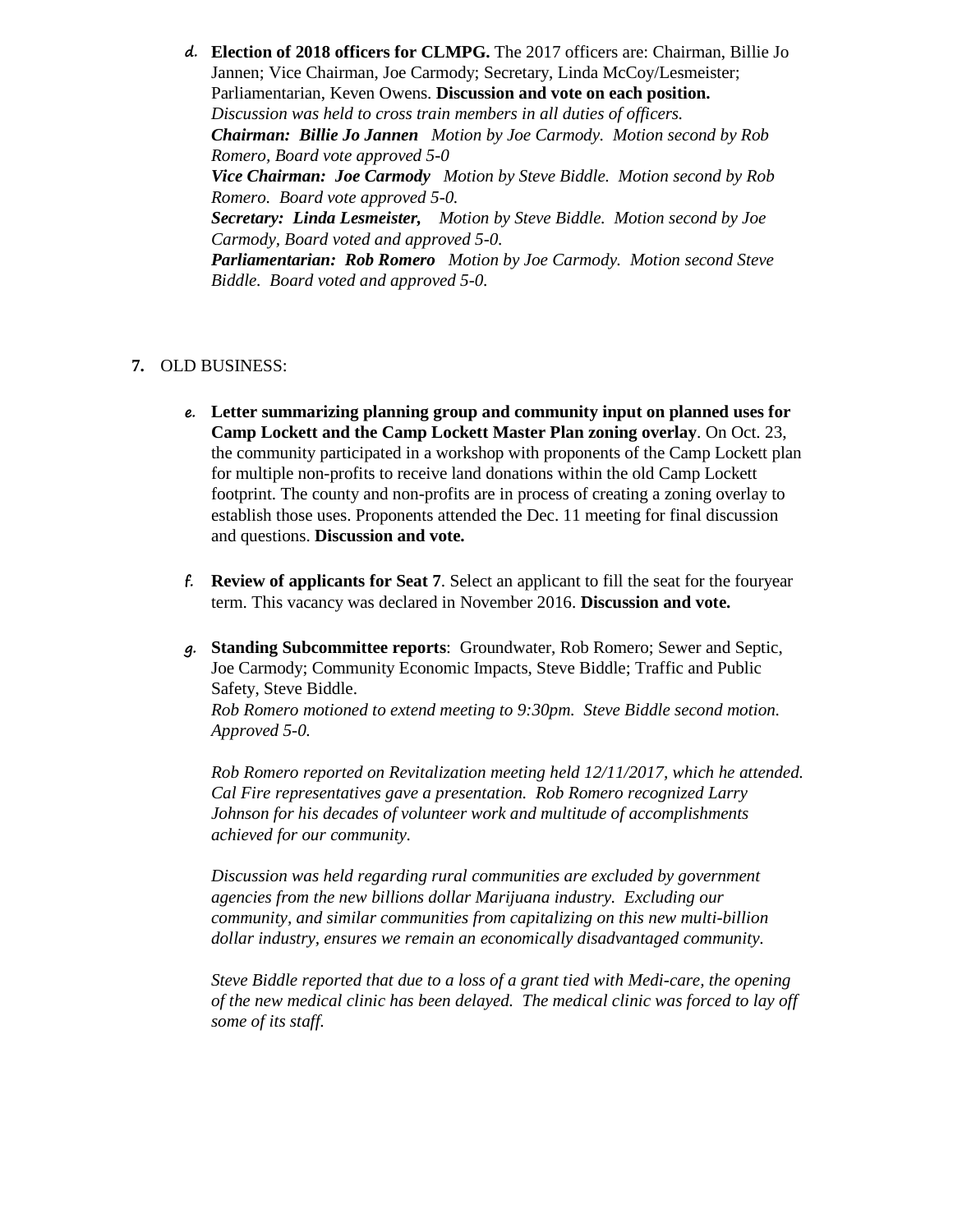d. **Election of 2018 officers for CLMPG.** The 2017 officers are: Chairman, Billie Jo Jannen; Vice Chairman, Joe Carmody; Secretary, Linda McCoy/Lesmeister; Parliamentarian, Keven Owens. **Discussion and vote on each position.**
*Discussion was held to cross train members in all duties of officers.*
***Chairman: Billie Jo Jannen*** *Motion by Joe Carmody. Motion second by Rob Romero, Board vote approved 5-0*
***Vice Chairman: Joe Carmody*** *Motion by Steve Biddle. Motion second by Rob Romero. Board vote approved 5-0.*
***Secretary: Linda Lesmeister,*** *Motion by Steve Biddle. Motion second by Joe Carmody, Board voted and approved 5-0.*
***Parliamentarian: Rob Romero*** *Motion by Joe Carmody. Motion second Steve Biddle. Board voted and approved 5-0.*

**7.** OLD BUSINESS:

e. **Letter summarizing planning group and community input on planned uses for Camp Lockett and the Camp Lockett Master Plan zoning overlay**. On Oct. 23, the community participated in a workshop with proponents of the Camp Lockett plan for multiple non-profits to receive land donations within the old Camp Lockett footprint. The county and non-profits are in process of creating a zoning overlay to establish those uses. Proponents attended the Dec. 11 meeting for final discussion and questions. **Discussion and vote.**

f. **Review of applicants for Seat 7**. Select an applicant to fill the seat for the fouryear term. This vacancy was declared in November 2016. **Discussion and vote.**

g. **Standing Subcommittee reports**: Groundwater, Rob Romero; Sewer and Septic, Joe Carmody; Community Economic Impacts, Steve Biddle; Traffic and Public Safety, Steve Biddle.
*Rob Romero motioned to extend meeting to 9:30pm. Steve Biddle second motion. Approved 5-0.*

*Rob Romero reported on Revitalization meeting held 12/11/2017, which he attended. Cal Fire representatives gave a presentation. Rob Romero recognized Larry Johnson for his decades of volunteer work and multitude of accomplishments achieved for our community.*

*Discussion was held regarding rural communities are excluded by government agencies from the new billions dollar Marijuana industry. Excluding our community, and similar communities from capitalizing on this new multi-billion dollar industry, ensures we remain an economically disadvantaged community.*

*Steve Biddle reported that due to a loss of a grant tied with Medi-care, the opening of the new medical clinic has been delayed. The medical clinic was forced to lay off some of its staff.*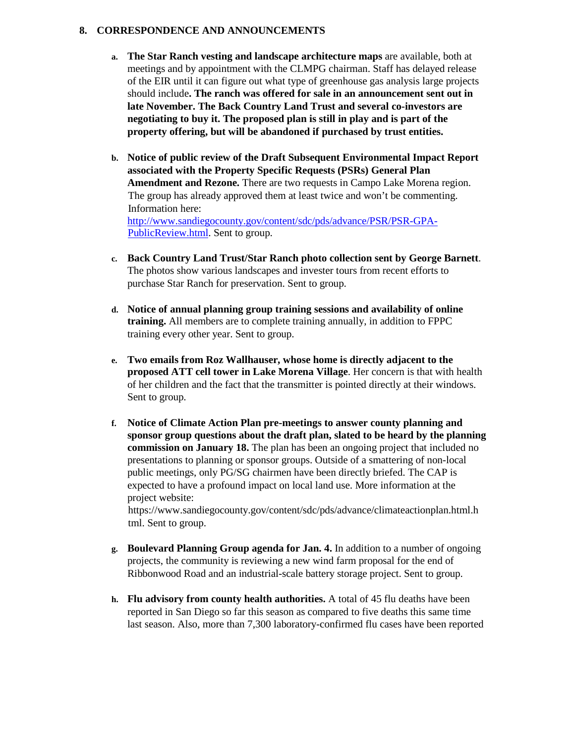## 8. CORRESPONDENCE AND ANNOUNCEMENTS

a. **The Star Ranch vesting and landscape architecture maps** are available, both at meetings and by appointment with the CLMPG chairman. Staff has delayed release of the EIR until it can figure out what type of greenhouse gas analysis large projects should include**. The ranch was offered for sale in an announcement sent out in late November. The Back Country Land Trust and several co-investors are negotiating to buy it. The proposed plan is still in play and is part of the property offering, but will be abandoned if purchased by trust entities.**

b. **Notice of public review of the Draft Subsequent Environmental Impact Report associated with the Property Specific Requests (PSRs) General Plan Amendment and Rezone.** There are two requests in Campo Lake Morena region. The group has already approved them at least twice and won't be commenting. Information here: [http://www.sandiegocounty.gov/content/sdc/pds/advance/PSR/PSR-GPA-PublicReview.html](http://www.sandiegocounty.gov/content/sdc/pds/advance/PSR/PSR-GPA-PublicReview.html). Sent to group.

c. **Back Country Land Trust/Star Ranch photo collection sent by George Barnett**. The photos show various landscapes and invester tours from recent efforts to purchase Star Ranch for preservation. Sent to group.

d. **Notice of annual planning group training sessions and availability of online training.** All members are to complete training annually, in addition to FPPC training every other year. Sent to group.

e. **Two emails from Roz Wallhauser, whose home is directly adjacent to the proposed ATT cell tower in Lake Morena Village**. Her concern is that with health of her children and the fact that the transmitter is pointed directly at their windows. Sent to group.

f. **Notice of Climate Action Plan pre-meetings to answer county planning and sponsor group questions about the draft plan, slated to be heard by the planning commission on January 18.** The plan has been an ongoing project that included no presentations to planning or sponsor groups. Outside of a smattering of non-local public meetings, only PG/SG chairmen have been directly briefed. The CAP is expected to have a profound impact on local land use. More information at the project website: https://www.sandiegocounty.gov/content/sdc/pds/advance/climateactionplan.html.html. Sent to group.

g. **Boulevard Planning Group agenda for Jan. 4.** In addition to a number of ongoing projects, the community is reviewing a new wind farm proposal for the end of Ribbonwood Road and an industrial-scale battery storage project. Sent to group.

h. **Flu advisory from county health authorities.** A total of 45 flu deaths have been reported in San Diego so far this season as compared to five deaths this same time last season. Also, more than 7,300 laboratory-confirmed flu cases have been reported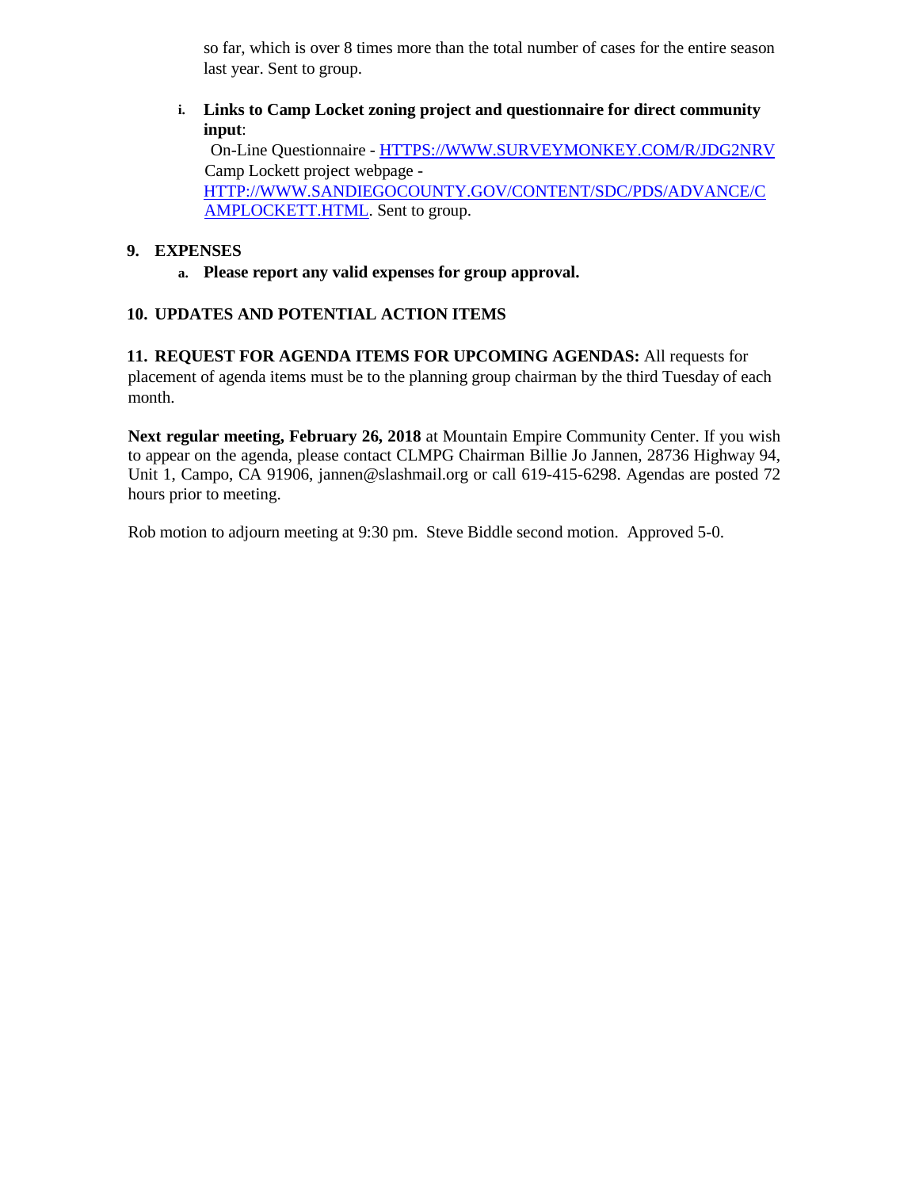so far, which is over 8 times more than the total number of cases for the entire season last year. Sent to group.

i. **Links to Camp Locket zoning project and questionnaire for direct community input**:
 On-Line Questionnaire - HTTPS://WWW.SURVEYMONKEY.COM/R/JDG2NRV
 Camp Lockett project webpage - HTTP://WWW.SANDIEGOCOUNTY.GOV/CONTENT/SDC/PDS/ADVANCE/CAMPLOCKETT.HTML. Sent to group.

**9. EXPENSES**

a. **Please report any valid expenses for group approval.**

**10. UPDATES AND POTENTIAL ACTION ITEMS**

**11. REQUEST FOR AGENDA ITEMS FOR UPCOMING AGENDAS:** All requests for placement of agenda items must be to the planning group chairman by the third Tuesday of each month.

**Next regular meeting, February 26, 2018** at Mountain Empire Community Center. If you wish to appear on the agenda, please contact CLMPG Chairman Billie Jo Jannen, 28736 Highway 94, Unit 1, Campo, CA 91906, jannen@slashmail.org or call 619-415-6298. Agendas are posted 72 hours prior to meeting.

Rob motion to adjourn meeting at 9:30 pm. Steve Biddle second motion. Approved 5-0.